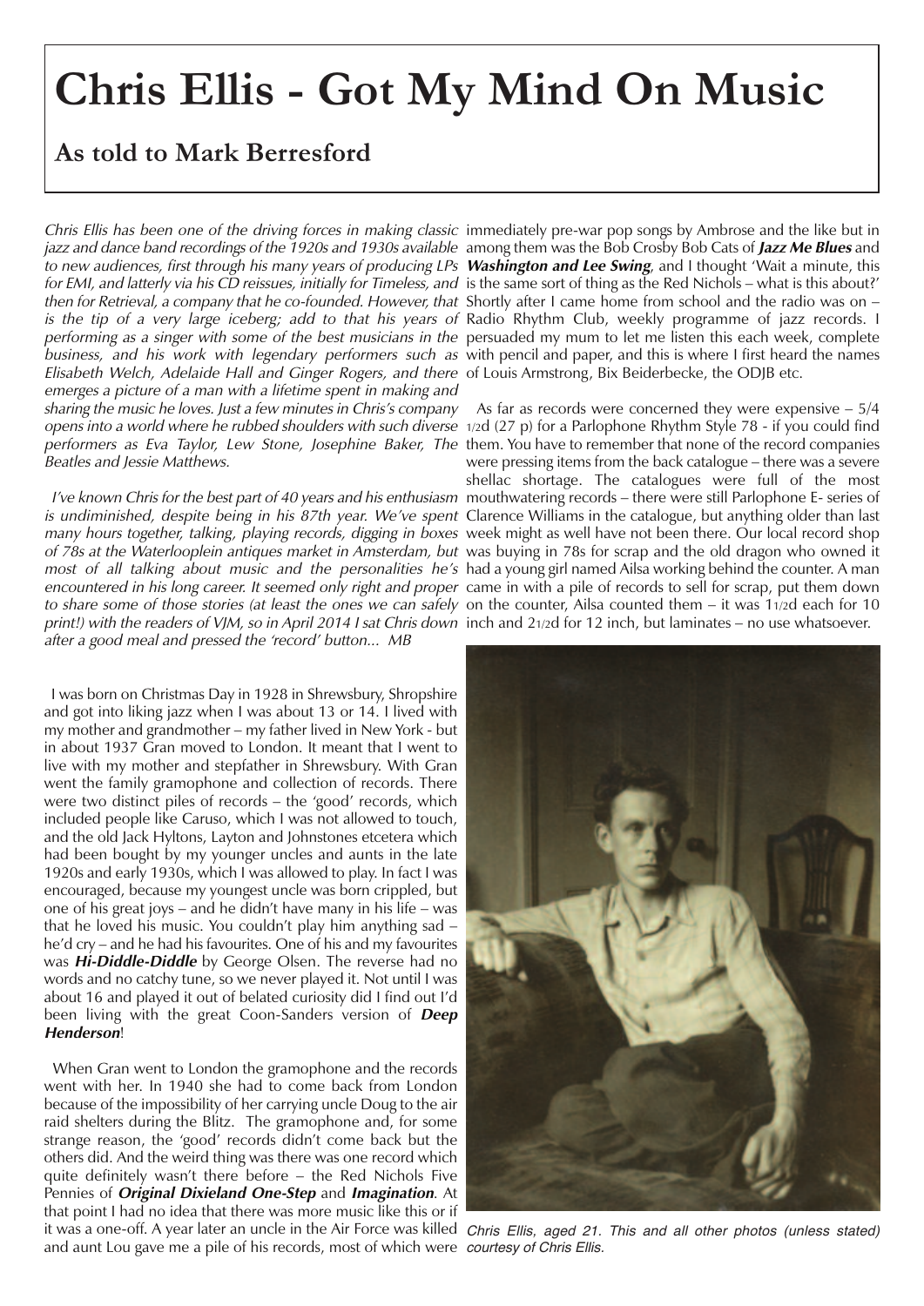# Chris Ellis - Got My Mind On Music

## As told to Mark Berresford

*Chris Ellis has been one of the driving forces in making classic jazz and dance band recordings of the 1920s and 1930s available to new audiences, first through his many years of producing LPs for EMI, and latterly via his CD reissues, initially for Timeless, and then for Retrieval, a company that he co-founded. However, that is the tip of a very large iceberg; add to that his years of performing as a singer with some of the best musicians in the business, and his work with legendary performers such as Elisabeth Welch, Adelaide Hall and Ginger Rogers, and there emerges a picture of a man with a lifetime spent in making and sharing the music he loves. Just a few minutes in Chris's company opens into a world where he rubbed shoulders with such diverse performers as Eva Taylor, Lew Stone, Josephine Baker, The Beatles and Jessie Matthews.*

*I've known Chris for the best part of 40 years and his enthusiasm is undiminished, despite being in his 87th year. We've spent many hours together, talking, playing records, digging in boxes of 78s at the Waterlooplein antiques market in Amsterdam, but most of all talking about music and the personalities he's encountered in his long career. It seemed only right and proper to share some of those stories (at least the ones we can safely print!) with the readers of VJM, so in April 2014 I sat Chris down after a good meal and pressed the 'record' button... MB*

I was born on Christmas Day in 1928 in Shrewsbury, Shropshire and got into liking jazz when I was about 13 or 14. I lived with my mother and grandmother – my father lived in New York - but in about 1937 Gran moved to London. It meant that I went to live with my mother and stepfather in Shrewsbury. With Gran went the family gramophone and collection of records. There were two distinct piles of records – the 'good' records, which included people like Caruso, which I was not allowed to touch, and the old Jack Hyltons, Layton and Johnstones etcetera which had been bought by my younger uncles and aunts in the late 1920s and early 1930s, which I was allowed to play. In fact I was encouraged, because my youngest uncle was born crippled, but one of his great joys – and he didn't have many in his life – was that he loved his music. You couldn't play him anything sad – he'd cry – and he had his favourites. One of his and my favourites was ***Hi-Diddle-Diddle*** by George Olsen. The reverse had no words and no catchy tune, so we never played it. Not until I was about 16 and played it out of belated curiosity did I find out I'd been living with the great Coon-Sanders version of ***Deep Henderson***!

When Gran went to London the gramophone and the records went with her. In 1940 she had to come back from London because of the impossibility of her carrying uncle Doug to the air raid shelters during the Blitz. The gramophone and, for some strange reason, the 'good' records didn't come back but the others did. And the weird thing was there was one record which quite definitely wasn't there before – the Red Nichols Five Pennies of ***Original Dixieland One-Step*** and ***Imagination***. At that point I had no idea that there was more music like this or if it was a one-off. A year later an uncle in the Air Force was killed and aunt Lou gave me a pile of his records, most of which were immediately pre-war pop songs by Ambrose and the like but in among them was the Bob Crosby Bob Cats of ***Jazz Me Blues*** and ***Washington and Lee Swing***, and I thought 'Wait a minute, this is the same sort of thing as the Red Nichols – what is this about?' Shortly after I came home from school and the radio was on – Radio Rhythm Club, weekly programme of jazz records. I persuaded my mum to let me listen this each week, complete with pencil and paper, and this is where I first heard the names of Louis Armstrong, Bix Beiderbecke, the ODJB etc.

As far as records were concerned they were expensive – 5/4 1/2d (27 p) for a Parlophone Rhythm Style 78 - if you could find them. You have to remember that none of the record companies were pressing items from the back catalogue – there was a severe shellac shortage. The catalogues were full of the most mouthwatering records – there were still Parlophone E- series of Clarence Williams in the catalogue, but anything older than last week might as well have not been there. Our local record shop was buying in 78s for scrap and the old dragon who owned it had a young girl named Ailsa working behind the counter. A man came in with a pile of records to sell for scrap, put them down on the counter, Ailsa counted them – it was 1 1/2d each for 10 inch and 2 1/2d for 12 inch, but laminates – no use whatsoever.

*Chris Ellis, aged 21. This and all other photos (unless stated) courtesy of Chris Ellis.*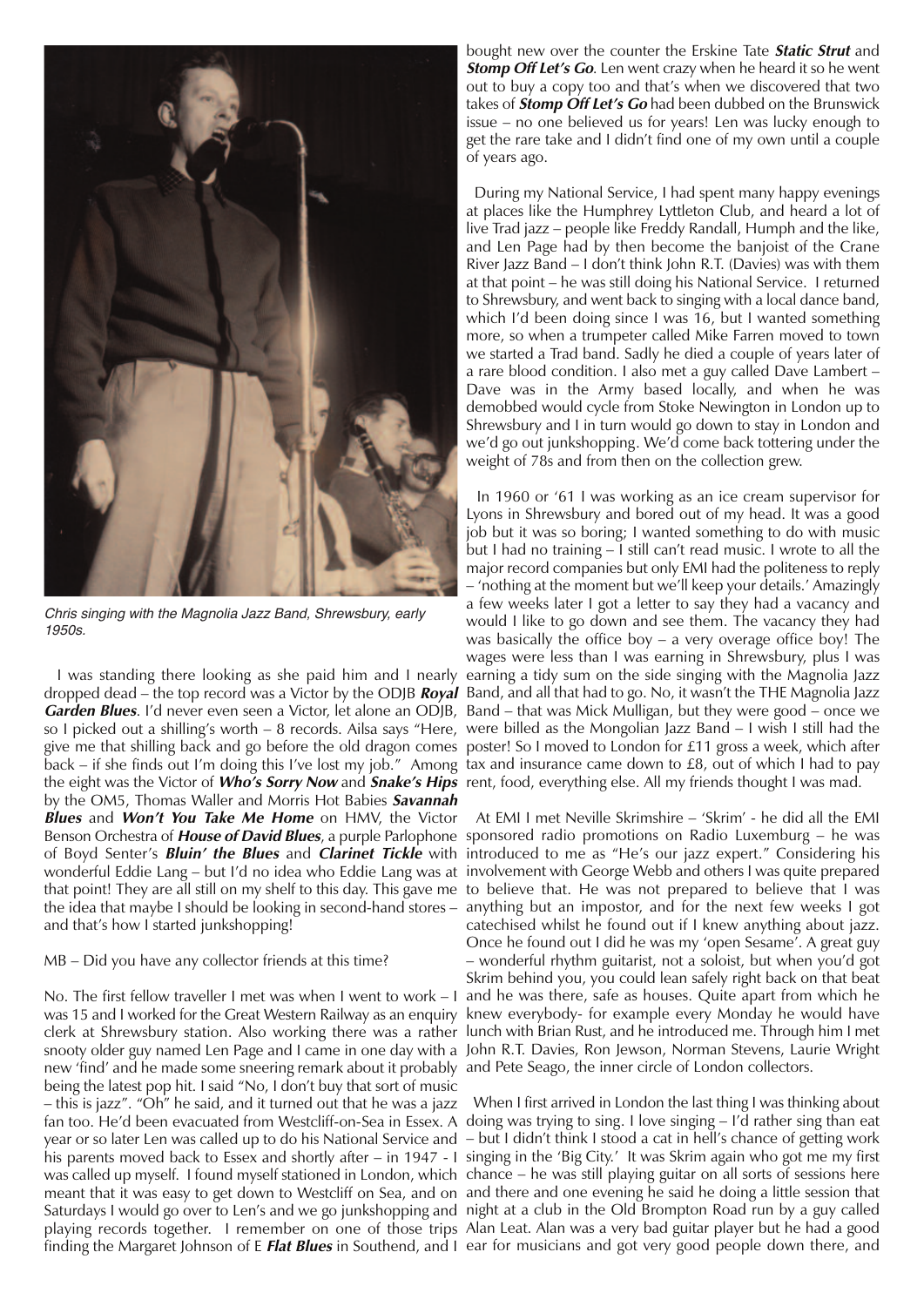*Chris singing with the Magnolia Jazz Band, Shrewsbury, early 1950s.*

I was standing there looking as she paid him and I nearly dropped dead – the top record was a Victor by the ODJB ***Royal Garden Blues***. I'd never even seen a Victor, let alone an ODJB, so I picked out a shilling's worth – 8 records. Ailsa says "Here, give me that shilling back and go before the old dragon comes back – if she finds out I'm doing this I've lost my job." Among the eight was the Victor of ***Who's Sorry Now*** and ***Snake's Hips*** by the OM5, Thomas Waller and Morris Hot Babies ***Savannah Blues*** and ***Won't You Take Me Home*** on HMV, the Victor Benson Orchestra of ***House of David Blues***, a purple Parlophone of Boyd Senter's ***Bluin' the Blues*** and ***Clarinet Tickle*** with wonderful Eddie Lang – but I'd no idea who Eddie Lang was at that point! They are all still on my shelf to this day. This gave me the idea that maybe I should be looking in second-hand stores – and that's how I started junkshopping!

MB – Did you have any collector friends at this time?

No. The first fellow traveller I met was when I went to work – I was 15 and I worked for the Great Western Railway as an enquiry clerk at Shrewsbury station. Also working there was a rather snooty older guy named Len Page and I came in one day with a new 'find' and he made some sneering remark about it probably being the latest pop hit. I said "No, I don't buy that sort of music – this is jazz". "Oh" he said, and it turned out that he was a jazz fan too. He'd been evacuated from Westcliff-on-Sea in Essex. A year or so later Len was called up to do his National Service and his parents moved back to Essex and shortly after – in 1947 - I was called up myself. I found myself stationed in London, which meant that it was easy to get down to Westcliff on Sea, and on Saturdays I would go over to Len's and we go junkshopping and playing records together. I remember on one of those trips finding the Margaret Johnson of E ***Flat Blues*** in Southend, and I bought new over the counter the Erskine Tate ***Static Strut*** and ***Stomp Off Let's Go***. Len went crazy when he heard it so he went out to buy a copy too and that's when we discovered that two takes of ***Stomp Off Let's Go*** had been dubbed on the Brunswick issue – no one believed us for years! Len was lucky enough to get the rare take and I didn't find one of my own until a couple of years ago.

During my National Service, I had spent many happy evenings at places like the Humphrey Lyttleton Club, and heard a lot of live Trad jazz – people like Freddy Randall, Humph and the like, and Len Page had by then become the banjoist of the Crane River Jazz Band – I don't think John R.T. (Davies) was with them at that point – he was still doing his National Service. I returned to Shrewsbury, and went back to singing with a local dance band, which I'd been doing since I was 16, but I wanted something more, so when a trumpeter called Mike Farren moved to town we started a Trad band. Sadly he died a couple of years later of a rare blood condition. I also met a guy called Dave Lambert – Dave was in the Army based locally, and when he was demobbed would cycle from Stoke Newington in London up to Shrewsbury and I in turn would go down to stay in London and we'd go out junkshopping. We'd come back tottering under the weight of 78s and from then on the collection grew.

In 1960 or '61 I was working as an ice cream supervisor for Lyons in Shrewsbury and bored out of my head. It was a good job but it was so boring; I wanted something to do with music but I had no training – I still can't read music. I wrote to all the major record companies but only EMI had the politeness to reply – 'nothing at the moment but we'll keep your details.' Amazingly a few weeks later I got a letter to say they had a vacancy and would I like to go down and see them. The vacancy they had was basically the office boy – a very overage office boy! The wages were less than I was earning in Shrewsbury, plus I was earning a tidy sum on the side singing with the Magnolia Jazz Band, and all that had to go. No, it wasn't the THE Magnolia Jazz Band – that was Mick Mulligan, but they were good – once we were billed as the Mongolian Jazz Band – I wish I still had the poster! So I moved to London for £11 gross a week, which after tax and insurance came down to £8, out of which I had to pay rent, food, everything else. All my friends thought I was mad.

At EMI I met Neville Skrimshire – 'Skrim' - he did all the EMI sponsored radio promotions on Radio Luxemburg – he was introduced to me as "He's our jazz expert." Considering his involvement with George Webb and others I was quite prepared to believe that. He was not prepared to believe that I was anything but an impostor, and for the next few weeks I got catechised whilst he found out if I knew anything about jazz. Once he found out I did he was my 'open Sesame'. A great guy – wonderful rhythm guitarist, not a soloist, but when you'd got Skrim behind you, you could lean safely right back on that beat and he was there, safe as houses. Quite apart from which he knew everybody- for example every Monday he would have lunch with Brian Rust, and he introduced me. Through him I met John R.T. Davies, Ron Jewson, Norman Stevens, Laurie Wright and Pete Seago, the inner circle of London collectors.

When I first arrived in London the last thing I was thinking about doing was trying to sing. I love singing – I'd rather sing than eat – but I didn't think I stood a cat in hell's chance of getting work singing in the 'Big City.' It was Skrim again who got me my first chance – he was still playing guitar on all sorts of sessions here and there and one evening he said he doing a little session that night at a club in the Old Brompton Road run by a guy called Alan Leat. Alan was a very bad guitar player but he had a good ear for musicians and got very good people down there, and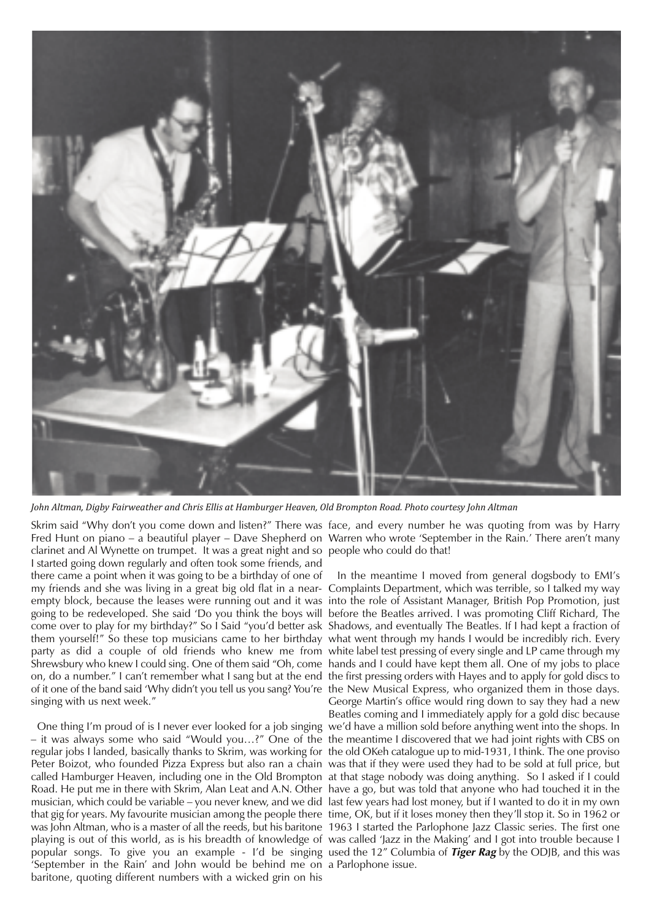*John Altman, Digby Fairweather and Chris Ellis at Hamburger Heaven, Old Brompton Road. Photo courtesy John Altman*

Skrim said "Why don't you come down and listen?" There was Fred Hunt on piano – a beautiful player – Dave Shepherd on clarinet and Al Wynette on trumpet. It was a great night and so I started going down regularly and often took some friends, and there came a point when it was going to be a birthday of one of my friends and she was living in a great big old flat in a near-empty block, because the leases were running out and it was going to be redeveloped. She said 'Do you think the boys will come over to play for my birthday?" So I Said "you'd better ask them yourself!" So these top musicians came to her birthday party as did a couple of old friends who knew me from Shrewsbury who knew I could sing. One of them said "Oh, come on, do a number." I can't remember what I sang but at the end of it one of the band said 'Why didn't you tell us you sang? You're singing with us next week."

One thing I'm proud of is I never ever looked for a job singing – it was always some who said "Would you…?" One of the regular jobs I landed, basically thanks to Skrim, was working for Peter Boizot, who founded Pizza Express but also ran a chain called Hamburger Heaven, including one in the Old Brompton Road. He put me in there with Skrim, Alan Leat and A.N. Other musician, which could be variable – you never knew, and we did that gig for years. My favourite musician among the people there was John Altman, who is a master of all the reeds, but his baritone playing is out of this world, as is his breadth of knowledge of popular songs. To give you an example - I'd be singing 'September in the Rain' and John would be behind me on baritone, quoting different numbers with a wicked grin on his face, and every number he was quoting from was by Harry Warren who wrote 'September in the Rain.' There aren't many people who could do that!

In the meantime I moved from general dogsbody to EMI's Complaints Department, which was terrible, so I talked my way into the role of Assistant Manager, British Pop Promotion, just before the Beatles arrived. I was promoting Cliff Richard, The Shadows, and eventually The Beatles. If I had kept a fraction of what went through my hands I would be incredibly rich. Every white label test pressing of every single and LP came through my hands and I could have kept them all. One of my jobs to place the first pressing orders with Hayes and to apply for gold discs to the New Musical Express, who organized them in those days. George Martin's office would ring down to say they had a new Beatles coming and I immediately apply for a gold disc because we'd have a million sold before anything went into the shops. In the meantime I discovered that we had joint rights with CBS on the old OKeh catalogue up to mid-1931, I think. The one proviso was that if they were used they had to be sold at full price, but at that stage nobody was doing anything. So I asked if I could have a go, but was told that anyone who had touched it in the last few years had lost money, but if I wanted to do it in my own time, OK, but if it loses money then they'll stop it. So in 1962 or 1963 I started the Parlophone Jazz Classic series. The first one was called 'Jazz in the Making' and I got into trouble because I used the 12" Columbia of ***Tiger Rag*** by the ODJB, and this was a Parlophone issue.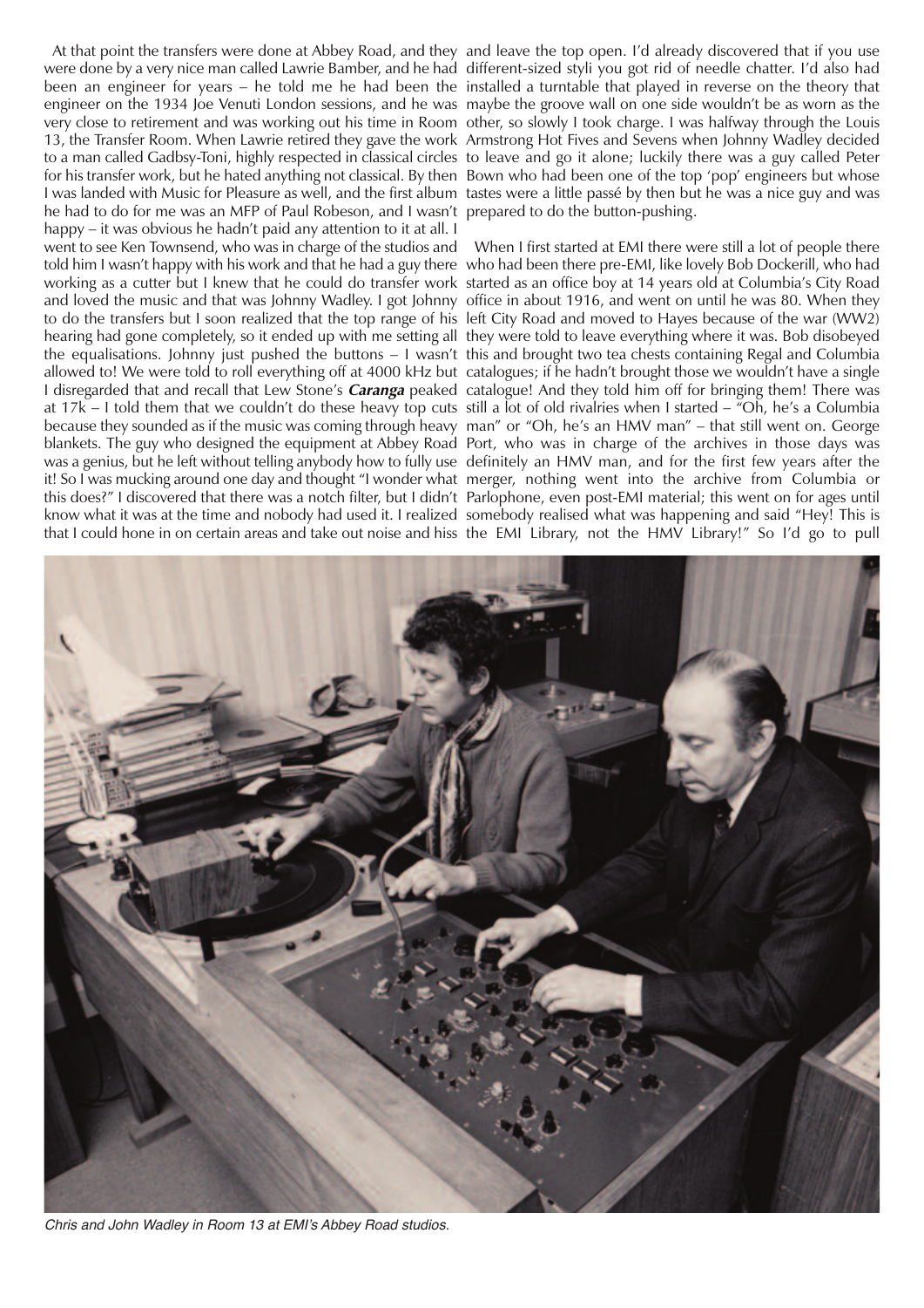At that point the transfers were done at Abbey Road, and they were done by a very nice man called Lawrie Bamber, and he had been an engineer for years – he told me he had been the engineer on the 1934 Joe Venuti London sessions, and he was very close to retirement and was working out his time in Room 13, the Transfer Room. When Lawrie retired they gave the work to a man called Gadbsy-Toni, highly respected in classical circles for his transfer work, but he hated anything not classical. By then I was landed with Music for Pleasure as well, and the first album he had to do for me was an MFP of Paul Robeson, and I wasn't happy – it was obvious he hadn't paid any attention to it at all. I went to see Ken Townsend, who was in charge of the studios and told him I wasn't happy with his work and that he had a guy there working as a cutter but I knew that he could do transfer work and loved the music and that was Johnny Wadley. I got Johnny to do the transfers but I soon realized that the top range of his hearing had gone completely, so it ended up with me setting all the equalisations. Johnny just pushed the buttons – I wasn't allowed to! We were told to roll everything off at 4000 kHz but I disregarded that and recall that Lew Stone's ***Caranga*** peaked at 17k – I told them that we couldn't do these heavy top cuts because they sounded as if the music was coming through heavy blankets. The guy who designed the equipment at Abbey Road was a genius, but he left without telling anybody how to fully use it! So I was mucking around one day and thought "I wonder what this does?" I discovered that there was a notch filter, but I didn't know what it was at the time and nobody had used it. I realized that I could hone in on certain areas and take out noise and hiss and leave the top open. I'd already discovered that if you use different-sized styli you got rid of needle chatter. I'd also had installed a turntable that played in reverse on the theory that maybe the groove wall on one side wouldn't be as worn as the other, so slowly I took charge. I was halfway through the Louis Armstrong Hot Fives and Sevens when Johnny Wadley decided to leave and go it alone; luckily there was a guy called Peter Bown who had been one of the top 'pop' engineers but whose tastes were a little passé by then but he was a nice guy and was prepared to do the button-pushing.

When I first started at EMI there were still a lot of people there who had been there pre-EMI, like lovely Bob Dockerill, who had started as an office boy at 14 years old at Columbia's City Road office in about 1916, and went on until he was 80. When they left City Road and moved to Hayes because of the war (WW2) they were told to leave everything where it was. Bob disobeyed this and brought two tea chests containing Regal and Columbia catalogues; if he hadn't brought those we wouldn't have a single catalogue! And they told him off for bringing them! There was still a lot of old rivalries when I started – "Oh, he's a Columbia man" or "Oh, he's an HMV man" – that still went on. George Port, who was in charge of the archives in those days was definitely an HMV man, and for the first few years after the merger, nothing went into the archive from Columbia or Parlophone, even post-EMI material; this went on for ages until somebody realised what was happening and said "Hey! This is the EMI Library, not the HMV Library!" So I'd go to pull

*Chris and John Wadley in Room 13 at EMI's Abbey Road studios.*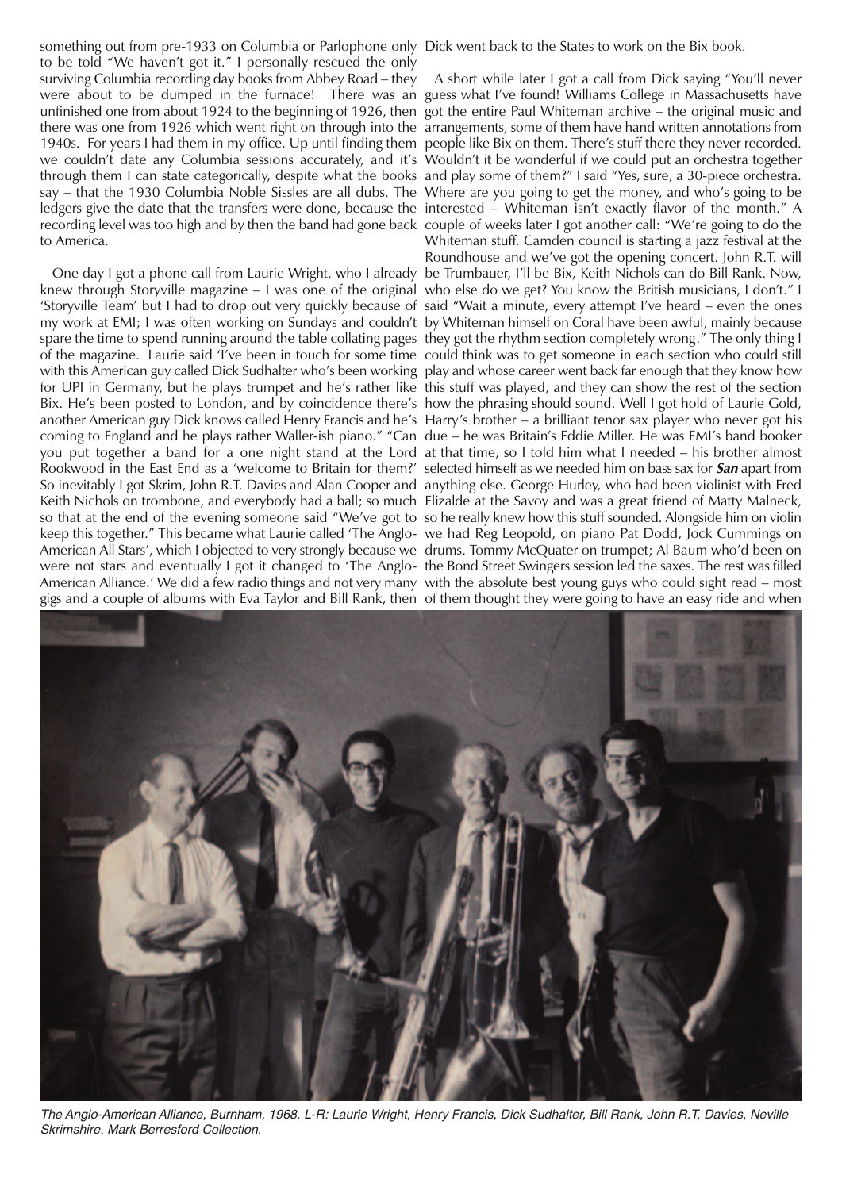something out from pre-1933 on Columbia or Parlophone only to be told "We haven't got it." I personally rescued the only surviving Columbia recording day books from Abbey Road – they were about to be dumped in the furnace! There was an unfinished one from about 1924 to the beginning of 1926, then there was one from 1926 which went right on through into the 1940s. For years I had them in my office. Up until finding them we couldn't date any Columbia sessions accurately, and it's through them I can state categorically, despite what the books say – that the 1930 Columbia Noble Sissles are all dubs. The ledgers give the date that the transfers were done, because the recording level was too high and by then the band had gone back to America.

One day I got a phone call from Laurie Wright, who I already knew through Storyville magazine – I was one of the original 'Storyville Team' but I had to drop out very quickly because of my work at EMI; I was often working on Sundays and couldn't spare the time to spend running around the table collating pages of the magazine. Laurie said 'I've been in touch for some time with this American guy called Dick Sudhalter who's been working for UPI in Germany, but he plays trumpet and he's rather like Bix. He's been posted to London, and by coincidence there's another American guy Dick knows called Henry Francis and he's coming to England and he plays rather Waller-ish piano." "Can you put together a band for a one night stand at the Lord Rookwood in the East End as a 'welcome to Britain for them?' So inevitably I got Skrim, John R.T. Davies and Alan Cooper and Keith Nichols on trombone, and everybody had a ball; so much so that at the end of the evening someone said "We've got to keep this together." This became what Laurie called 'The Anglo-American All Stars', which I objected to very strongly because we were not stars and eventually I got it changed to 'The Anglo-American Alliance.' We did a few radio things and not very many gigs and a couple of albums with Eva Taylor and Bill Rank, then Dick went back to the States to work on the Bix book.

A short while later I got a call from Dick saying "You'll never guess what I've found! Williams College in Massachusetts have got the entire Paul Whiteman archive – the original music and arrangements, some of them have hand written annotations from people like Bix on them. There's stuff there they never recorded. Wouldn't it be wonderful if we could put an orchestra together and play some of them?" I said "Yes, sure, a 30-piece orchestra. Where are you going to get the money, and who's going to be interested – Whiteman isn't exactly flavor of the month." A couple of weeks later I got another call: "We're going to do the Whiteman stuff. Camden council is starting a jazz festival at the Roundhouse and we've got the opening concert. John R.T. will be Trumbauer, I'll be Bix, Keith Nichols can do Bill Rank. Now, who else do we get? You know the British musicians, I don't." I said "Wait a minute, every attempt I've heard – even the ones by Whiteman himself on Coral have been awful, mainly because they got the rhythm section completely wrong." The only thing I could think was to get someone in each section who could still play and whose career went back far enough that they know how this stuff was played, and they can show the rest of the section how the phrasing should sound. Well I got hold of Laurie Gold, Harry's brother – a brilliant tenor sax player who never got his due – he was Britain's Eddie Miller. He was EMI's band booker at that time, so I told him what I needed – his brother almost selected himself as we needed him on bass sax for ***San*** apart from anything else. George Hurley, who had been violinist with Fred Elizalde at the Savoy and was a great friend of Matty Malneck, so he really knew how this stuff sounded. Alongside him on violin we had Reg Leopold, on piano Pat Dodd, Jock Cummings on drums, Tommy McQuater on trumpet; Al Baum who'd been on the Bond Street Swingers session led the saxes. The rest was filled with the absolute best young guys who could sight read – most of them thought they were going to have an easy ride and when

*The Anglo-American Alliance, Burnham, 1968. L-R: Laurie Wright, Henry Francis, Dick Sudhalter, Bill Rank, John R.T. Davies, Neville Skrimshire. Mark Berresford Collection.*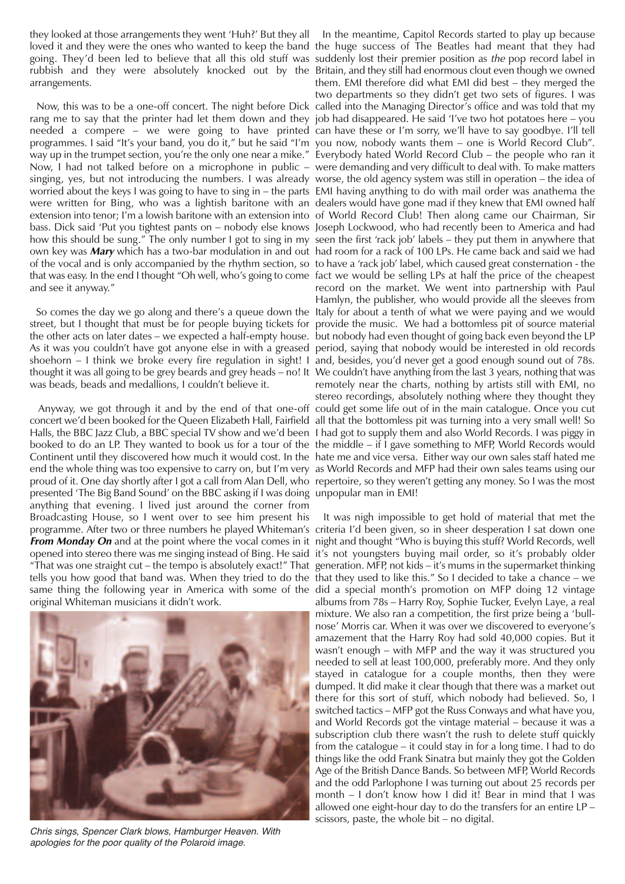they looked at those arrangements they went 'Huh?' But they all loved it and they were the ones who wanted to keep the band going. They'd been led to believe that all this old stuff was rubbish and they were absolutely knocked out by the arrangements.

Now, this was to be a one-off concert. The night before Dick rang me to say that the printer had let them down and they needed a compere – we were going to have printed programmes. I said "It's your band, you do it," but he said "I'm way up in the trumpet section, you're the only one near a mike." Now, I had not talked before on a microphone in public – singing, yes, but not introducing the numbers. I was already worried about the keys I was going to have to sing in – the parts were written for Bing, who was a lightish baritone with an extension into tenor; I'm a lowish baritone with an extension into bass. Dick said 'Put you tightest pants on – nobody else knows how this should be sung." The only number I got to sing in my own key was ***Mary*** which has a two-bar modulation in and out of the vocal and is only accompanied by the rhythm section, so that was easy. In the end I thought "Oh well, who's going to come and see it anyway."

So comes the day we go along and there's a queue down the street, but I thought that must be for people buying tickets for the other acts on later dates – we expected a half-empty house. As it was you couldn't have got anyone else in with a greased shoehorn – I think we broke every fire regulation in sight! I thought it was all going to be grey beards and grey heads – no! It was beads, beads and medallions, I couldn't believe it.

Anyway, we got through it and by the end of that one-off concert we'd been booked for the Queen Elizabeth Hall, Fairfield Halls, the BBC Jazz Club, a BBC special TV show and we'd been booked to do an LP. They wanted to book us for a tour of the Continent until they discovered how much it would cost. In the end the whole thing was too expensive to carry on, but I'm very proud of it. One day shortly after I got a call from Alan Dell, who presented 'The Big Band Sound' on the BBC asking if I was doing anything that evening. I lived just around the corner from Broadcasting House, so I went over to see him present his programme. After two or three numbers he played Whiteman's ***From Monday On*** and at the point where the vocal comes in it opened into stereo there was me singing instead of Bing. He said "That was one straight cut – the tempo is absolutely exact!" That tells you how good that band was. When they tried to do the same thing the following year in America with some of the original Whiteman musicians it didn't work.

*Chris sings, Spencer Clark blows, Hamburger Heaven. With apologies for the poor quality of the Polaroid image.*

In the meantime, Capitol Records started to play up because the huge success of The Beatles had meant that they had suddenly lost their premier position as *the* pop record label in Britain, and they still had enormous clout even though we owned them. EMI therefore did what EMI did best – they merged the two departments so they didn't get two sets of figures. I was called into the Managing Director's office and was told that my job had disappeared. He said 'I've got two hot potatoes here – you can have these or I'm sorry, we'll have to say goodbye. I'll tell you now, nobody wants them – one is World Record Club". Everybody hated World Record Club – the people who ran it were demanding and very difficult to deal with. To make matters worse, the old agency system was still in operation – the idea of EMI having anything to do with mail order was anathema the dealers would have gone mad if they knew that EMI owned half of World Record Club! Then along came our Chairman, Sir Joseph Lockwood, who had recently been to America and had seen the first 'rack job' labels – they put them in anywhere that had room for a rack of 100 LPs. He came back and said we had to have a 'rack job' label, which caused great consternation - the fact we would be selling LPs at half the price of the cheapest record on the market. We went into partnership with Paul Hamlyn, the publisher, who would provide all the sleeves from Italy for about a tenth of what we were paying and we would provide the music. We had a bottomless pit of source material but nobody had even thought of going back even beyond the LP period, saying that nobody would be interested in old records and, besides, you'd never get a good enough sound out of 78s. We couldn't have anything from the last 3 years, nothing that was remotely near the charts, nothing by artists still with EMI, no stereo recordings, absolutely nothing where they thought they could get some life out of in the main catalogue. Once you cut all that the bottomless pit was turning into a very small well! So I had got to supply them and also World Records. I was piggy in the middle – if I gave something to MFP, World Records would hate me and vice versa. Either way our own sales staff hated me as World Records and MFP had their own sales teams using our repertoire, so they weren't getting any money. So I was the most unpopular man in EMI!

It was nigh impossible to get hold of material that met the criteria I'd been given, so in sheer desperation I sat down one night and thought "Who is buying this stuff? World Records, well it's not youngsters buying mail order, so it's probably older generation. MFP, not kids – it's mums in the supermarket thinking that they used to like this." So I decided to take a chance – we did a special month's promotion on MFP doing 12 vintage albums from 78s – Harry Roy, Sophie Tucker, Evelyn Laye, a real mixture. We also ran a competition, the first prize being a 'bull-nose' Morris car. When it was over we discovered to everyone's amazement that the Harry Roy had sold 40,000 copies. But it wasn't enough – with MFP and the way it was structured you needed to sell at least 100,000, preferably more. And they only stayed in catalogue for a couple months, then they were dumped. It did make it clear though that there was a market out there for this sort of stuff, which nobody had believed. So, I switched tactics – MFP got the Russ Conways and what have you, and World Records got the vintage material – because it was a subscription club there wasn't the rush to delete stuff quickly from the catalogue – it could stay in for a long time. I had to do things like the odd Frank Sinatra but mainly they got the Golden Age of the British Dance Bands. So between MFP, World Records and the odd Parlophone I was turning out about 25 records per month – I don't know how I did it! Bear in mind that I was allowed one eight-hour day to do the transfers for an entire LP – scissors, paste, the whole bit – no digital.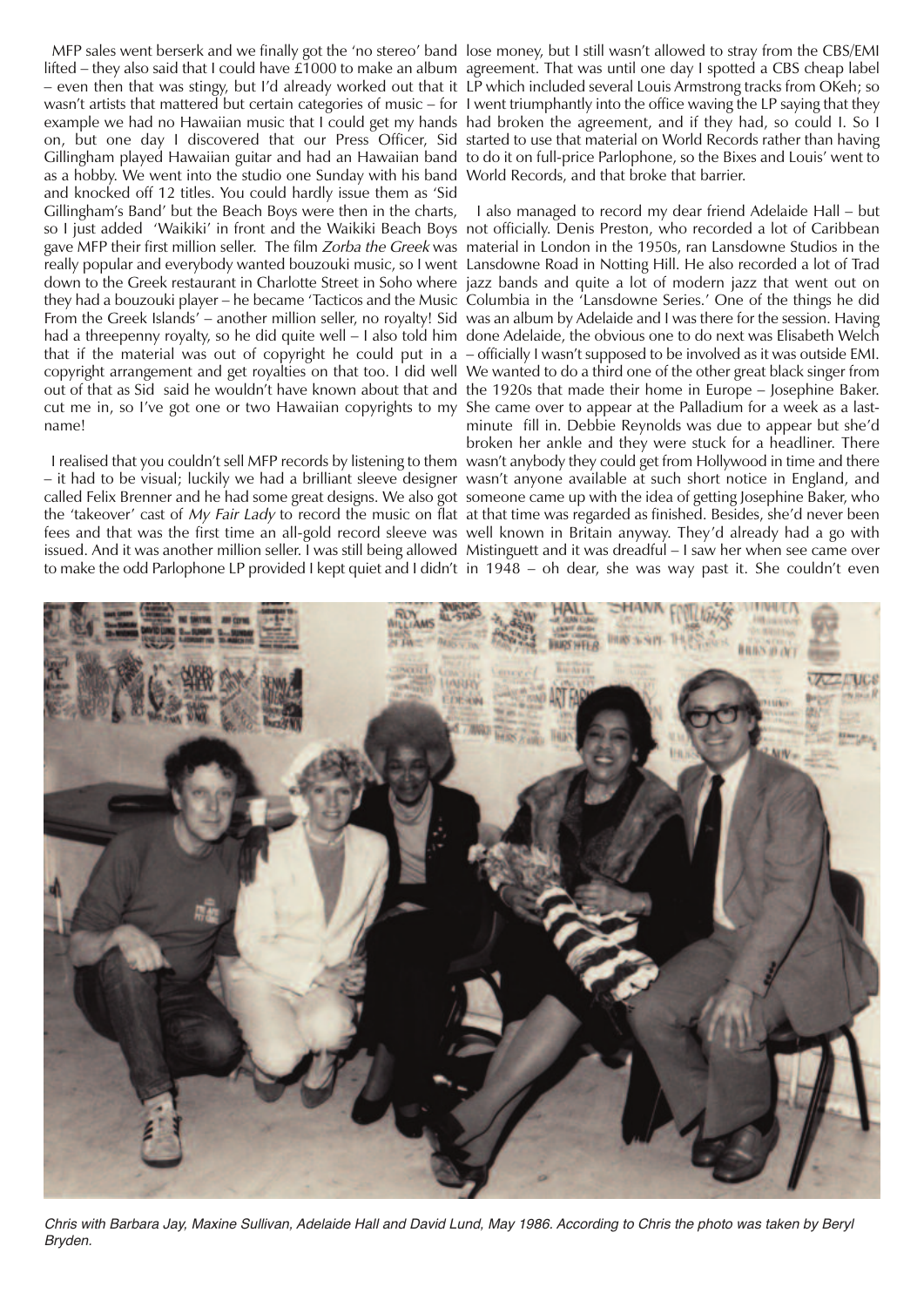MFP sales went berserk and we finally got the 'no stereo' band lifted – they also said that I could have £1000 to make an album – even then that was stingy, but I'd already worked out that it wasn't artists that mattered but certain categories of music – for example we had no Hawaiian music that I could get my hands on, but one day I discovered that our Press Officer, Sid Gillingham played Hawaiian guitar and had an Hawaiian band as a hobby. We went into the studio one Sunday with his band and knocked off 12 titles. You could hardly issue them as 'Sid Gillingham's Band' but the Beach Boys were then in the charts, so I just added 'Waikiki' in front and the Waikiki Beach Boys gave MFP their first million seller. The film *Zorba the Greek* was really popular and everybody wanted bouzouki music, so I went down to the Greek restaurant in Charlotte Street in Soho where they had a bouzouki player – he became 'Tacticos and the Music From the Greek Islands' – another million seller, no royalty! Sid had a threepenny royalty, so he did quite well – I also told him that if the material was out of copyright he could put in a copyright arrangement and get royalties on that too. I did well out of that as Sid said he wouldn't have known about that and cut me in, so I've got one or two Hawaiian copyrights to my name!

I realised that you couldn't sell MFP records by listening to them – it had to be visual; luckily we had a brilliant sleeve designer called Felix Brenner and he had some great designs. We also got the 'takeover' cast of *My Fair Lady* to record the music on flat fees and that was the first time an all-gold record sleeve was issued. And it was another million seller. I was still being allowed to make the odd Parlophone LP provided I kept quiet and I didn't lose money, but I still wasn't allowed to stray from the CBS/EMI agreement. That was until one day I spotted a CBS cheap label LP which included several Louis Armstrong tracks from OKeh; so I went triumphantly into the office waving the LP saying that they had broken the agreement, and if they had, so could I. So I started to use that material on World Records rather than having to do it on full-price Parlophone, so the Bixes and Louis' went to World Records, and that broke that barrier.

I also managed to record my dear friend Adelaide Hall – but not officially. Denis Preston, who recorded a lot of Caribbean material in London in the 1950s, ran Lansdowne Studios in the Lansdowne Road in Notting Hill. He also recorded a lot of Trad jazz bands and quite a lot of modern jazz that went out on Columbia in the 'Lansdowne Series.' One of the things he did was an album by Adelaide and I was there for the session. Having done Adelaide, the obvious one to do next was Elisabeth Welch – officially I wasn't supposed to be involved as it was outside EMI. We wanted to do a third one of the other great black singer from the 1920s that made their home in Europe – Josephine Baker. She came over to appear at the Palladium for a week as a last-minute fill in. Debbie Reynolds was due to appear but she'd broken her ankle and they were stuck for a headliner. There wasn't anybody they could get from Hollywood in time and there wasn't anyone available at such short notice in England, and someone came up with the idea of getting Josephine Baker, who at that time was regarded as finished. Besides, she'd never been well known in Britain anyway. They'd already had a go with Mistinguett and it was dreadful – I saw her when see came over in 1948 – oh dear, she was way past it. She couldn't even

*Chris with Barbara Jay, Maxine Sullivan, Adelaide Hall and David Lund, May 1986. According to Chris the photo was taken by Beryl Bryden.*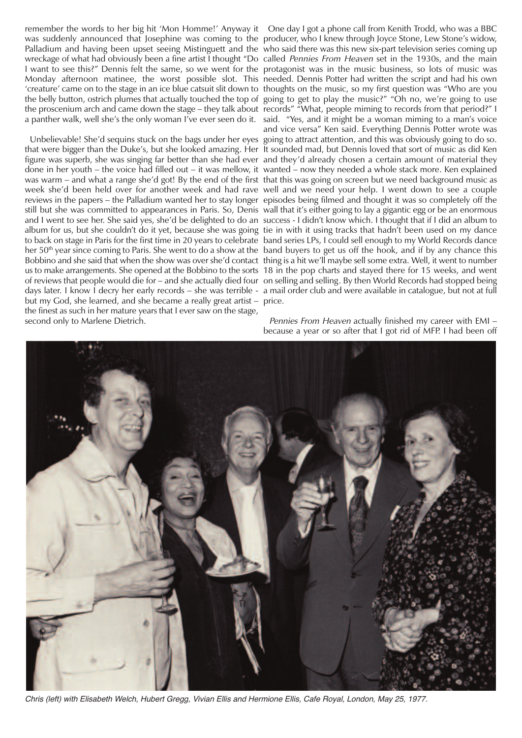remember the words to her big hit 'Mon Homme!' Anyway it was suddenly announced that Josephine was coming to the Palladium and having been upset seeing Mistinguett and the wreckage of what had obviously been a fine artist I thought "Do I want to see this?" Dennis felt the same, so we went for the Monday afternoon matinee, the worst possible slot. This 'creature' came on to the stage in an ice blue catsuit slit down to the belly button, ostrich plumes that actually touched the top of the proscenium arch and came down the stage – they talk about a panther walk, well she's the only woman I've ever seen do it.

Unbelievable! She'd sequins stuck on the bags under her eyes that were bigger than the Duke's, but she looked amazing. Her figure was superb, she was singing far better than she had ever done in her youth – the voice had filled out – it was mellow, it was warm – and what a range she'd got! By the end of the first week she'd been held over for another week and had rave reviews in the papers – the Palladium wanted her to stay longer still but she was committed to appearances in Paris. So, Dennis and I went to see her. She said yes, she'd be delighted to do an album for us, but she couldn't do it yet, because she was going to back on stage in Paris for the first time in 20 years to celebrate her 50th year since coming to Paris. She went to do a show at the Bobbino and she said that when the show was over she'd contact us to make arrangements. She opened at the Bobbino to the sorts of reviews that people would die for – and she actually died four days later. I know I decry her early records – she was terrible - but my God, she learned, and she became a really great artist – the finest as such in her mature years that I ever saw on the stage, second only to Marlene Dietrich.

One day I got a phone call from Kenith Trodd, who was a BBC producer, who I knew through Joyce Stone, Lew Stone's widow, who said there was this new six-part television series coming up called *Pennies From Heaven* set in the 1930s, and the main protagonist was in the music business, so lots of music was needed. Dennis Potter had written the script and had his own thoughts on the music, so my first question was "Who are you going to get to play the music?" "Oh no, we're going to use records" "What, people miming to records from that period?" I said. "Yes, and it might be a woman miming to a man's voice and vice versa" Ken said. Everything Dennis Potter wrote was going to attract attention, and this was obviously going to do so. It sounded mad, but Dennis loved that sort of music as did Ken and they'd already chosen a certain amount of material they wanted – now they needed a whole stack more. Ken explained that this was going on screen but we need background music as well and we need your help. I went down to see a couple episodes being filmed and thought it was so completely off the wall that it's either going to lay a gigantic egg or be an enormous success - I didn't know which. I thought that if I did an album to tie in with it using tracks that hadn't been used on my dance band series LPs, I could sell enough to my World Records dance band buyers to get us off the hook, and if by any chance this thing is a hit we'll maybe sell some extra. Well, it went to number 18 in the pop charts and stayed there for 15 weeks, and went on selling and selling. By then World Records had stopped being a mail order club and were available in catalogue, but not at full price.

*Pennies From Heaven* actually finished my career with EMI – because a year or so after that I got rid of MFP. I had been off

*Chris (left) with Elisabeth Welch, Hubert Gregg, Vivian Ellis and Hermione Ellis, Cafe Royal, London, May 25, 1977.*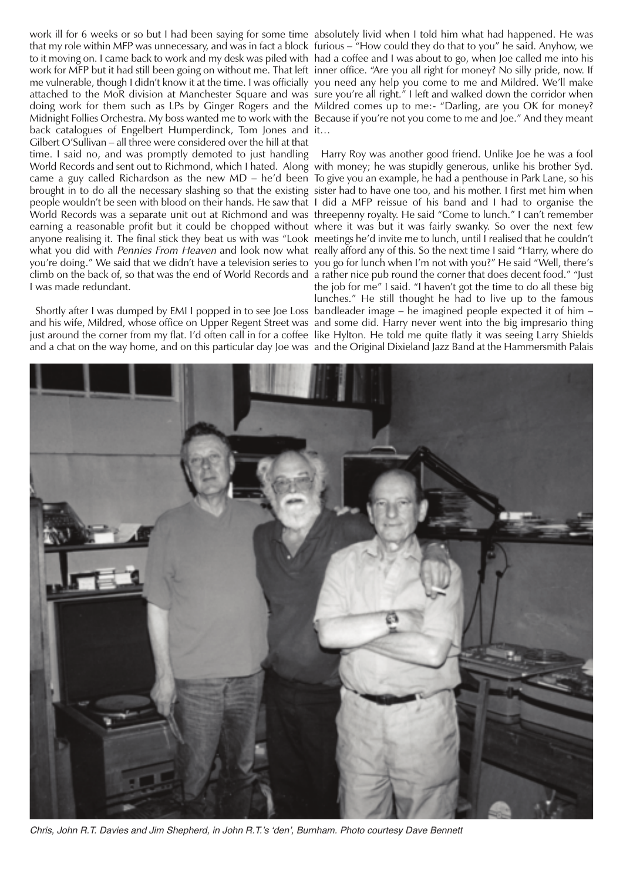work ill for 6 weeks or so but I had been saying for some time that my role within MFP was unnecessary, and was in fact a block to it moving on. I came back to work and my desk was piled with work for MFP but it had still been going on without me. That left me vulnerable, though I didn't know it at the time. I was officially attached to the MoR division at Manchester Square and was doing work for them such as LPs by Ginger Rogers and the Midnight Follies Orchestra. My boss wanted me to work with the back catalogues of Engelbert Humperdinck, Tom Jones and Gilbert O'Sullivan – all three were considered over the hill at that time. I said no, and was promptly demoted to just handling World Records and sent out to Richmond, which I hated. Along came a guy called Richardson as the new MD – he'd been brought in to do all the necessary slashing so that the existing people wouldn't be seen with blood on their hands. He saw that World Records was a separate unit out at Richmond and was earning a reasonable profit but it could be chopped without anyone realising it. The final stick they beat us with was "Look what you did with *Pennies From Heaven* and look now what you're doing." We said that we didn't have a television series to climb on the back of, so that was the end of World Records and I was made redundant.

Shortly after I was dumped by EMI I popped in to see Joe Loss and his wife, Mildred, whose office on Upper Regent Street was just around the corner from my flat. I'd often call in for a coffee and a chat on the way home, and on this particular day Joe was absolutely livid when I told him what had happened. He was furious – "How could they do that to you" he said. Anyhow, we had a coffee and I was about to go, when Joe called me into his inner office. "Are you all right for money? No silly pride, now. If you need any help you come to me and Mildred. We'll make sure you're all right." I left and walked down the corridor when Mildred comes up to me:- "Darling, are you OK for money? Because if you're not you come to me and Joe." And they meant it…

Harry Roy was another good friend. Unlike Joe he was a fool with money; he was stupidly generous, unlike his brother Syd. To give you an example, he had a penthouse in Park Lane, so his sister had to have one too, and his mother. I first met him when I did a MFP reissue of his band and I had to organise the threepenny royalty. He said "Come to lunch." I can't remember where it was but it was fairly swanky. So over the next few meetings he'd invite me to lunch, until I realised that he couldn't really afford any of this. So the next time I said "Harry, where do you go for lunch when I'm not with you?" He said "Well, there's a rather nice pub round the corner that does decent food." "Just the job for me" I said. "I haven't got the time to do all these big lunches." He still thought he had to live up to the famous bandleader image – he imagined people expected it of him – and some did. Harry never went into the big impresario thing like Hylton. He told me quite flatly it was seeing Larry Shields and the Original Dixieland Jazz Band at the Hammersmith Palais

*Chris, John R.T. Davies and Jim Shepherd, in John R.T.'s 'den', Burnham. Photo courtesy Dave Bennett*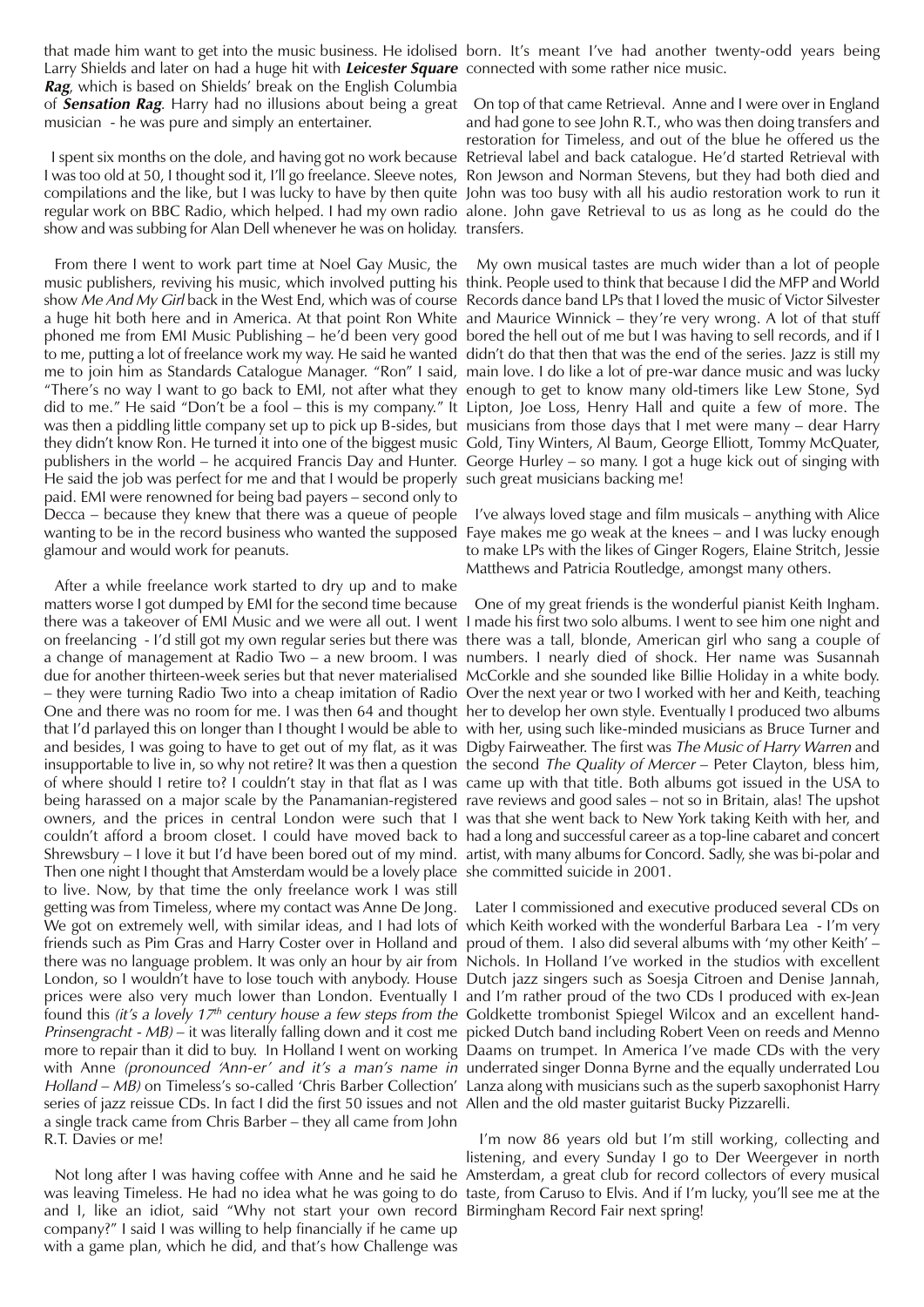that made him want to get into the music business. He idolised Larry Shields and later on had a huge hit with ***Leicester Square Rag***, which is based on Shields' break on the English Columbia of ***Sensation Rag***. Harry had no illusions about being a great musician - he was pure and simply an entertainer.

I spent six months on the dole, and having got no work because I was too old at 50, I thought sod it, I'll go freelance. Sleeve notes, compilations and the like, but I was lucky to have by then quite regular work on BBC Radio, which helped. I had my own radio show and was subbing for Alan Dell whenever he was on holiday.

From there I went to work part time at Noel Gay Music, the music publishers, reviving his music, which involved putting his show *Me And My Girl* back in the West End, which was of course a huge hit both here and in America. At that point Ron White phoned me from EMI Music Publishing – he'd been very good to me, putting a lot of freelance work my way. He said he wanted me to join him as Standards Catalogue Manager. "Ron" I said, "There's no way I want to go back to EMI, not after what they did to me." He said "Don't be a fool – this is my company." It was then a piddling little company set up to pick up B-sides, but they didn't know Ron. He turned it into one of the biggest music publishers in the world – he acquired Francis Day and Hunter. He said the job was perfect for me and that I would be properly paid. EMI were renowned for being bad payers – second only to Decca – because they knew that there was a queue of people wanting to be in the record business who wanted the supposed glamour and would work for peanuts.

After a while freelance work started to dry up and to make matters worse I got dumped by EMI for the second time because there was a takeover of EMI Music and we were all out. I went on freelancing - I'd still got my own regular series but there was a change of management at Radio Two – a new broom. I was due for another thirteen-week series but that never materialised – they were turning Radio Two into a cheap imitation of Radio One and there was no room for me. I was then 64 and thought that I'd parlayed this on longer than I thought I would be able to and besides, I was going to have to get out of my flat, as it was insupportable to live in, so why not retire? It was then a question of where should I retire to? I couldn't stay in that flat as I was being harassed on a major scale by the Panamanian-registered owners, and the prices in central London were such that I couldn't afford a broom closet. I could have moved back to Shrewsbury – I love it but I'd have been bored out of my mind. Then one night I thought that Amsterdam would be a lovely place to live. Now, by that time the only freelance work I was still getting was from Timeless, where my contact was Anne De Jong. We got on extremely well, with similar ideas, and I had lots of friends such as Pim Gras and Harry Coster over in Holland and there was no language problem. It was only an hour by air from London, so I wouldn't have to lose touch with anybody. House prices were also very much lower than London. Eventually I found this *(it's a lovely 17th century house a few steps from the Prinsengracht - MB)* – it was literally falling down and it cost me more to repair than it did to buy. In Holland I went on working with Anne *(pronounced 'Ann-er' and it's a man's name in Holland – MB)* on Timeless's so-called 'Chris Barber Collection' series of jazz reissue CDs. In fact I did the first 50 issues and not a single track came from Chris Barber – they all came from John R.T. Davies or me!

Not long after I was having coffee with Anne and he said he was leaving Timeless. He had no idea what he was going to do and I, like an idiot, said "Why not start your own record company?" I said I was willing to help financially if he came up with a game plan, which he did, and that's how Challenge was born. It's meant I've had another twenty-odd years being connected with some rather nice music.

On top of that came Retrieval. Anne and I were over in England and had gone to see John R.T., who was then doing transfers and restoration for Timeless, and out of the blue he offered us the Retrieval label and back catalogue. He'd started Retrieval with Ron Jewson and Norman Stevens, but they had both died and John was too busy with all his audio restoration work to run it alone. John gave Retrieval to us as long as he could do the transfers.

My own musical tastes are much wider than a lot of people think. People used to think that because I did the MFP and World Records dance band LPs that I loved the music of Victor Silvester and Maurice Winnick – they're very wrong. A lot of that stuff bored the hell out of me but I was having to sell records, and if I didn't do that then that was the end of the series. Jazz is still my main love. I do like a lot of pre-war dance music and was lucky enough to get to know many old-timers like Lew Stone, Syd Lipton, Joe Loss, Henry Hall and quite a few of more. The musicians from those days that I met were many – dear Harry Gold, Tiny Winters, Al Baum, George Elliott, Tommy McQuater, George Hurley – so many. I got a huge kick out of singing with such great musicians backing me!

I've always loved stage and film musicals – anything with Alice Faye makes me go weak at the knees – and I was lucky enough to make LPs with the likes of Ginger Rogers, Elaine Stritch, Jessie Matthews and Patricia Routledge, amongst many others.

One of my great friends is the wonderful pianist Keith Ingham. I made his first two solo albums. I went to see him one night and there was a tall, blonde, American girl who sang a couple of numbers. I nearly died of shock. Her name was Susannah McCorkle and she sounded like Billie Holiday in a white body. Over the next year or two I worked with her and Keith, teaching her to develop her own style. Eventually I produced two albums with her, using such like-minded musicians as Bruce Turner and Digby Fairweather. The first was *The Music of Harry Warren* and the second *The Quality of Mercer* – Peter Clayton, bless him, came up with that title. Both albums got issued in the USA to rave reviews and good sales – not so in Britain, alas! The upshot was that she went back to New York taking Keith with her, and had a long and successful career as a top-line cabaret and concert artist, with many albums for Concord. Sadly, she was bi-polar and she committed suicide in 2001.

Later I commissioned and executive produced several CDs on which Keith worked with the wonderful Barbara Lea - I'm very proud of them. I also did several albums with 'my other Keith' – Nichols. In Holland I've worked in the studios with excellent Dutch jazz singers such as Soesja Citroen and Denise Jannah, and I'm rather proud of the two CDs I produced with ex-Jean Goldkette trombonist Spiegel Wilcox and an excellent hand-picked Dutch band including Robert Veen on reeds and Menno Daams on trumpet. In America I've made CDs with the very underrated singer Donna Byrne and the equally underrated Lou Lanza along with musicians such as the superb saxophonist Harry Allen and the old master guitarist Bucky Pizzarelli.

I'm now 86 years old but I'm still working, collecting and listening, and every Sunday I go to Der Weergever in north Amsterdam, a great club for record collectors of every musical taste, from Caruso to Elvis. And if I'm lucky, you'll see me at the Birmingham Record Fair next spring!